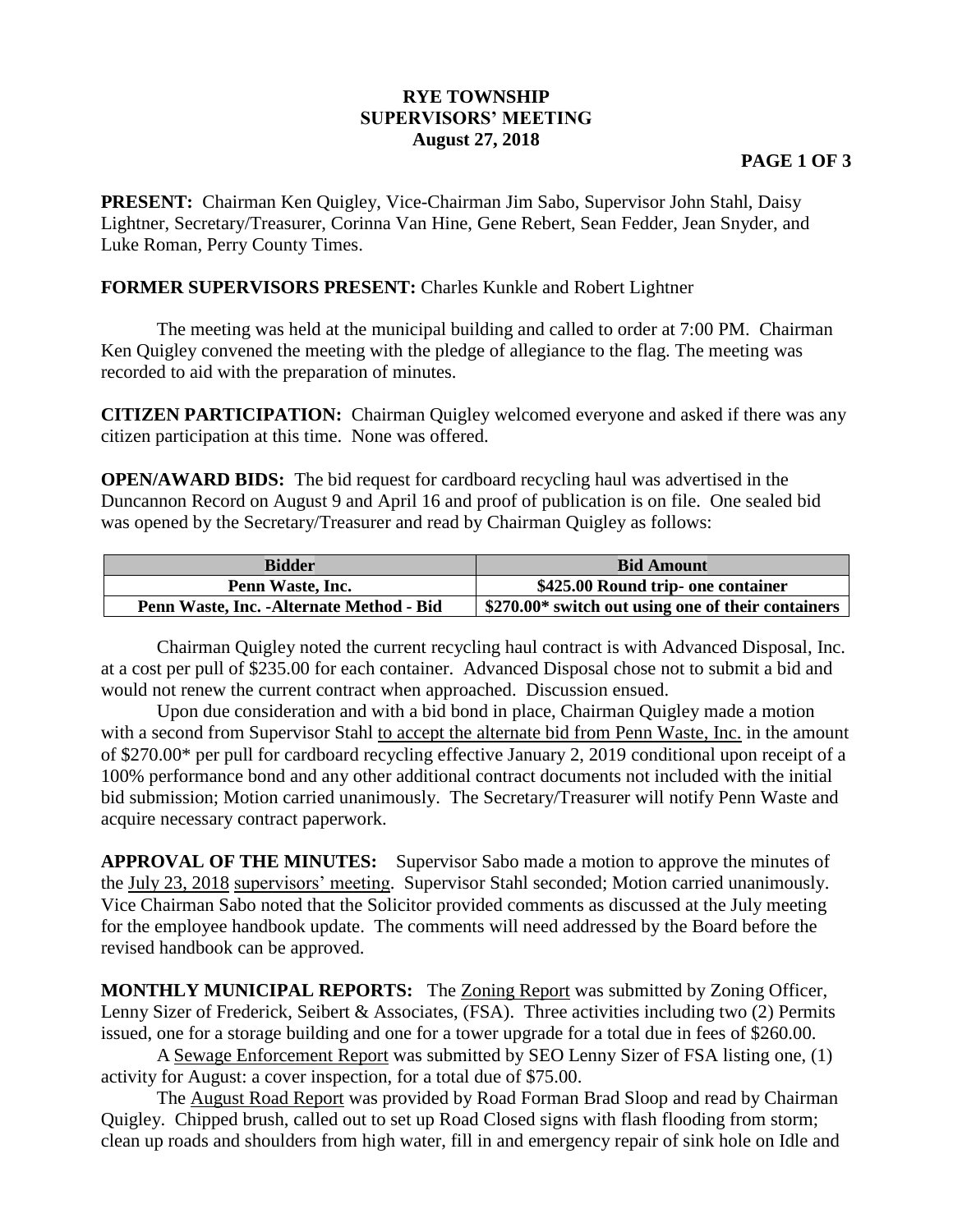# RYE TOWNSHIP
## SUPERVISORS' MEETING
### August 27, 2018

**PRESENT:** Chairman Ken Quigley, Vice-Chairman Jim Sabo, Supervisor John Stahl, Daisy Lightner, Secretary/Treasurer, Corinna Van Hine, Gene Rebert, Sean Fedder, Jean Snyder, and Luke Roman, Perry County Times.

**FORMER SUPERVISORS PRESENT:** Charles Kunkle and Robert Lightner

The meeting was held at the municipal building and called to order at 7:00 PM. Chairman Ken Quigley convened the meeting with the pledge of allegiance to the flag. The meeting was recorded to aid with the preparation of minutes.

**CITIZEN PARTICIPATION:** Chairman Quigley welcomed everyone and asked if there was any citizen participation at this time. None was offered.

**OPEN/AWARD BIDS:** The bid request for cardboard recycling haul was advertised in the Duncannon Record on August 9 and April 16 and proof of publication is on file. One sealed bid was opened by the Secretary/Treasurer and read by Chairman Quigley as follows:

| Bidder | Bid Amount |
|---|---|
| **Penn Waste, Inc.** | **$425.00 Round trip- one container** |
| **Penn Waste, Inc. -Alternate Method - Bid** | **$270.00* switch out using one of their containers** |

Chairman Quigley noted the current recycling haul contract is with Advanced Disposal, Inc. at a cost per pull of $235.00 for each container. Advanced Disposal chose not to submit a bid and would not renew the current contract when approached. Discussion ensued.

Upon due consideration and with a bid bond in place, Chairman Quigley made a motion with a second from Supervisor Stahl to accept the alternate bid from Penn Waste, Inc. in the amount of $270.00* per pull for cardboard recycling effective January 2, 2019 conditional upon receipt of a 100% performance bond and any other additional contract documents not included with the initial bid submission; Motion carried unanimously. The Secretary/Treasurer will notify Penn Waste and acquire necessary contract paperwork.

**APPROVAL OF THE MINUTES:** Supervisor Sabo made a motion to approve the minutes of the July 23, 2018 supervisors' meeting. Supervisor Stahl seconded; Motion carried unanimously. Vice Chairman Sabo noted that the Solicitor provided comments as discussed at the July meeting for the employee handbook update. The comments will need addressed by the Board before the revised handbook can be approved.

**MONTHLY MUNICIPAL REPORTS:** The Zoning Report was submitted by Zoning Officer, Lenny Sizer of Frederick, Seibert & Associates, (FSA). Three activities including two (2) Permits issued, one for a storage building and one for a tower upgrade for a total due in fees of $260.00.

A Sewage Enforcement Report was submitted by SEO Lenny Sizer of FSA listing one, (1) activity for August: a cover inspection, for a total due of $75.00.

The August Road Report was provided by Road Forman Brad Sloop and read by Chairman Quigley. Chipped brush, called out to set up Road Closed signs with flash flooding from storm; clean up roads and shoulders from high water, fill in and emergency repair of sink hole on Idle and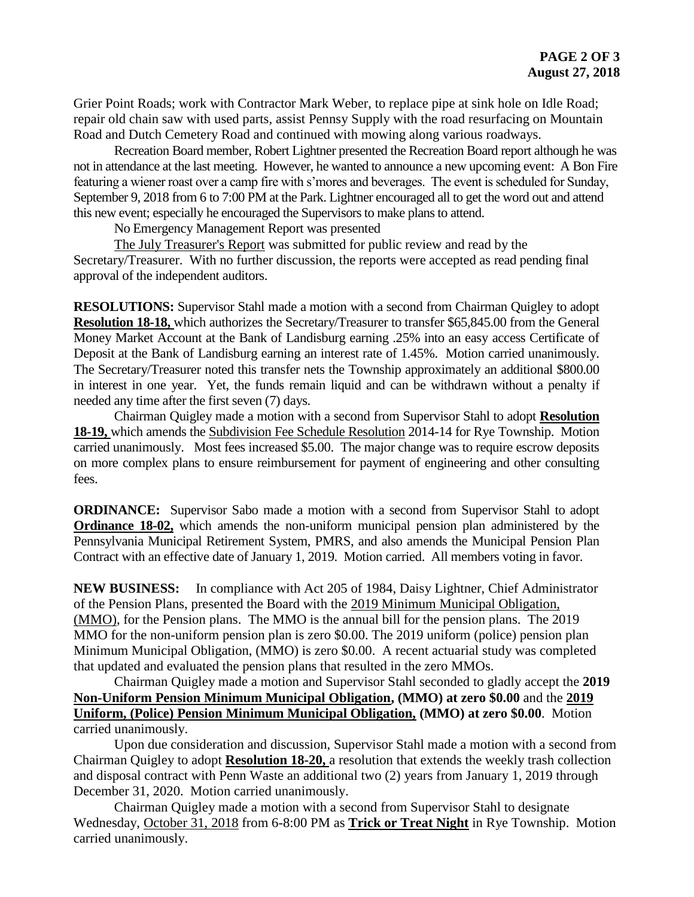Grier Point Roads; work with Contractor Mark Weber, to replace pipe at sink hole on Idle Road; repair old chain saw with used parts, assist Pennsy Supply with the road resurfacing on Mountain Road and Dutch Cemetery Road and continued with mowing along various roadways.

Recreation Board member, Robert Lightner presented the Recreation Board report although he was not in attendance at the last meeting. However, he wanted to announce a new upcoming event: A Bon Fire featuring a wiener roast over a camp fire with s'mores and beverages. The event is scheduled for Sunday, September 9, 2018 from 6 to 7:00 PM at the Park. Lightner encouraged all to get the word out and attend this new event; especially he encouraged the Supervisors to make plans to attend.

No Emergency Management Report was presented

The July Treasurer's Report was submitted for public review and read by the Secretary/Treasurer. With no further discussion, the reports were accepted as read pending final approval of the independent auditors.

**RESOLUTIONS:** Supervisor Stahl made a motion with a second from Chairman Quigley to adopt **Resolution 18-18,** which authorizes the Secretary/Treasurer to transfer $65,845.00 from the General Money Market Account at the Bank of Landisburg earning .25% into an easy access Certificate of Deposit at the Bank of Landisburg earning an interest rate of 1.45%. Motion carried unanimously. The Secretary/Treasurer noted this transfer nets the Township approximately an additional $800.00 in interest in one year. Yet, the funds remain liquid and can be withdrawn without a penalty if needed any time after the first seven (7) days.

Chairman Quigley made a motion with a second from Supervisor Stahl to adopt **Resolution 18-19,** which amends the Subdivision Fee Schedule Resolution 2014-14 for Rye Township. Motion carried unanimously. Most fees increased $5.00. The major change was to require escrow deposits on more complex plans to ensure reimbursement for payment of engineering and other consulting fees.

**ORDINANCE:** Supervisor Sabo made a motion with a second from Supervisor Stahl to adopt **Ordinance 18-02,** which amends the non-uniform municipal pension plan administered by the Pennsylvania Municipal Retirement System, PMRS, and also amends the Municipal Pension Plan Contract with an effective date of January 1, 2019. Motion carried. All members voting in favor.

**NEW BUSINESS:** In compliance with Act 205 of 1984, Daisy Lightner, Chief Administrator of the Pension Plans, presented the Board with the 2019 Minimum Municipal Obligation, (MMO), for the Pension plans. The MMO is the annual bill for the pension plans. The 2019 MMO for the non-uniform pension plan is zero $0.00. The 2019 uniform (police) pension plan Minimum Municipal Obligation, (MMO) is zero $0.00. A recent actuarial study was completed that updated and evaluated the pension plans that resulted in the zero MMOs.

Chairman Quigley made a motion and Supervisor Stahl seconded to gladly accept the **2019 Non-Uniform Pension Minimum Municipal Obligation, (MMO) at zero $0.00** and the **2019 Uniform, (Police) Pension Minimum Municipal Obligation, (MMO) at zero $0.00**. Motion carried unanimously.

Upon due consideration and discussion, Supervisor Stahl made a motion with a second from Chairman Quigley to adopt **Resolution 18-20,** a resolution that extends the weekly trash collection and disposal contract with Penn Waste an additional two (2) years from January 1, 2019 through December 31, 2020. Motion carried unanimously.

Chairman Quigley made a motion with a second from Supervisor Stahl to designate Wednesday, October 31, 2018 from 6-8:00 PM as **Trick or Treat Night** in Rye Township. Motion carried unanimously.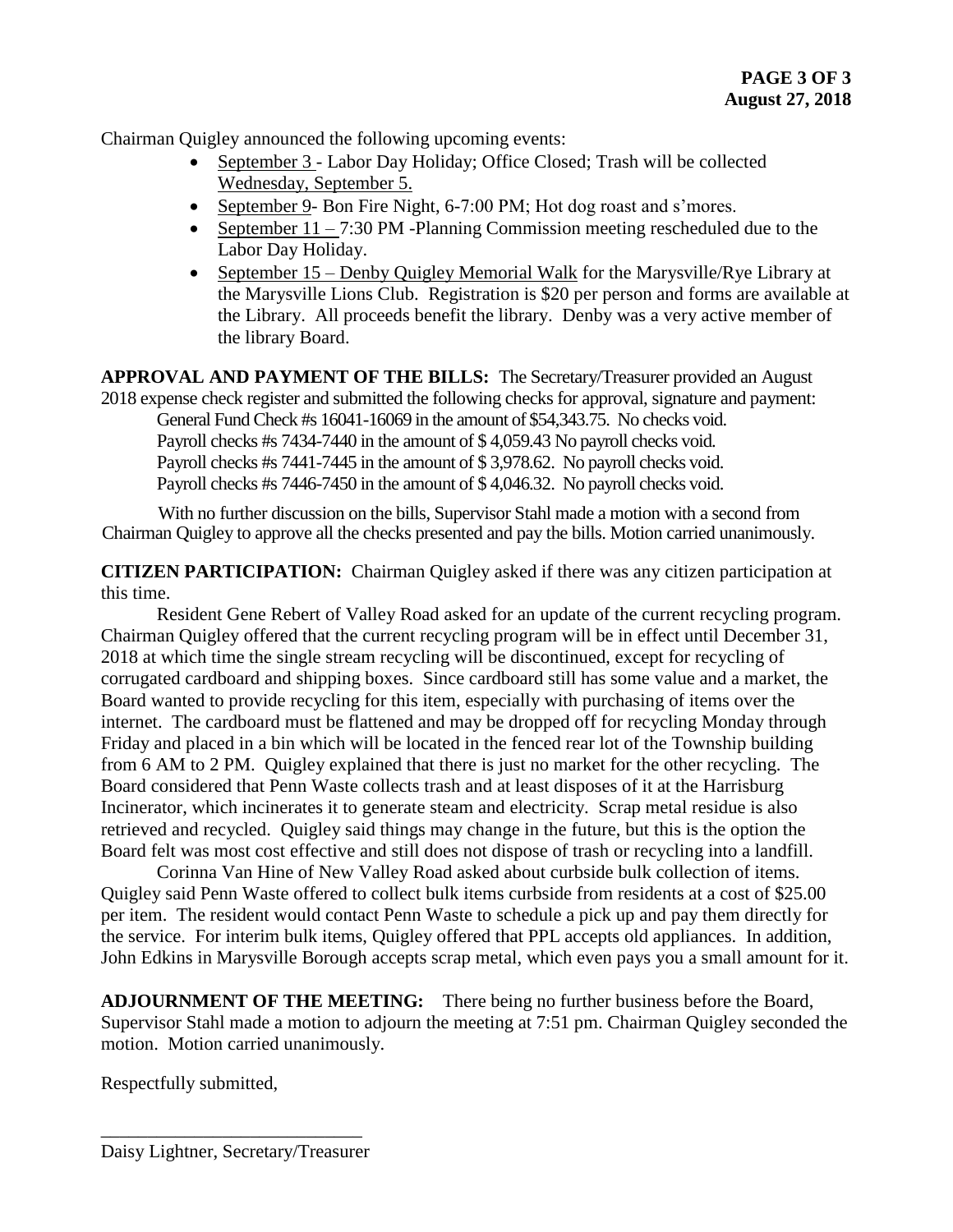Chairman Quigley announced the following upcoming events:

- September 3 - Labor Day Holiday; Office Closed; Trash will be collected Wednesday, September 5.
- September 9- Bon Fire Night, 6-7:00 PM; Hot dog roast and s'mores.
- September 11 – 7:30 PM -Planning Commission meeting rescheduled due to the Labor Day Holiday.
- September 15 – Denby Quigley Memorial Walk for the Marysville/Rye Library at the Marysville Lions Club. Registration is $20 per person and forms are available at the Library. All proceeds benefit the library. Denby was a very active member of the library Board.

**APPROVAL AND PAYMENT OF THE BILLS:** The Secretary/Treasurer provided an August 2018 expense check register and submitted the following checks for approval, signature and payment:

General Fund Check #s 16041-16069 in the amount of $54,343.75. No checks void.
Payroll checks #s 7434-7440 in the amount of $ 4,059.43 No payroll checks void.
Payroll checks #s 7441-7445 in the amount of $ 3,978.62. No payroll checks void.
Payroll checks #s 7446-7450 in the amount of $ 4,046.32. No payroll checks void.

With no further discussion on the bills, Supervisor Stahl made a motion with a second from Chairman Quigley to approve all the checks presented and pay the bills. Motion carried unanimously.

**CITIZEN PARTICIPATION:** Chairman Quigley asked if there was any citizen participation at this time.

Resident Gene Rebert of Valley Road asked for an update of the current recycling program. Chairman Quigley offered that the current recycling program will be in effect until December 31, 2018 at which time the single stream recycling will be discontinued, except for recycling of corrugated cardboard and shipping boxes. Since cardboard still has some value and a market, the Board wanted to provide recycling for this item, especially with purchasing of items over the internet. The cardboard must be flattened and may be dropped off for recycling Monday through Friday and placed in a bin which will be located in the fenced rear lot of the Township building from 6 AM to 2 PM. Quigley explained that there is just no market for the other recycling. The Board considered that Penn Waste collects trash and at least disposes of it at the Harrisburg Incinerator, which incinerates it to generate steam and electricity. Scrap metal residue is also retrieved and recycled. Quigley said things may change in the future, but this is the option the Board felt was most cost effective and still does not dispose of trash or recycling into a landfill.

Corinna Van Hine of New Valley Road asked about curbside bulk collection of items. Quigley said Penn Waste offered to collect bulk items curbside from residents at a cost of $25.00 per item. The resident would contact Penn Waste to schedule a pick up and pay them directly for the service. For interim bulk items, Quigley offered that PPL accepts old appliances. In addition, John Edkins in Marysville Borough accepts scrap metal, which even pays you a small amount for it.

**ADJOURNMENT OF THE MEETING:** There being no further business before the Board, Supervisor Stahl made a motion to adjourn the meeting at 7:51 pm. Chairman Quigley seconded the motion. Motion carried unanimously.

Respectfully submitted,

\_\_\_\_\_\_\_\_\_\_\_\_\_\_\_\_\_\_\_\_\_\_\_\_\_\_\_\_
Daisy Lightner, Secretary/Treasurer